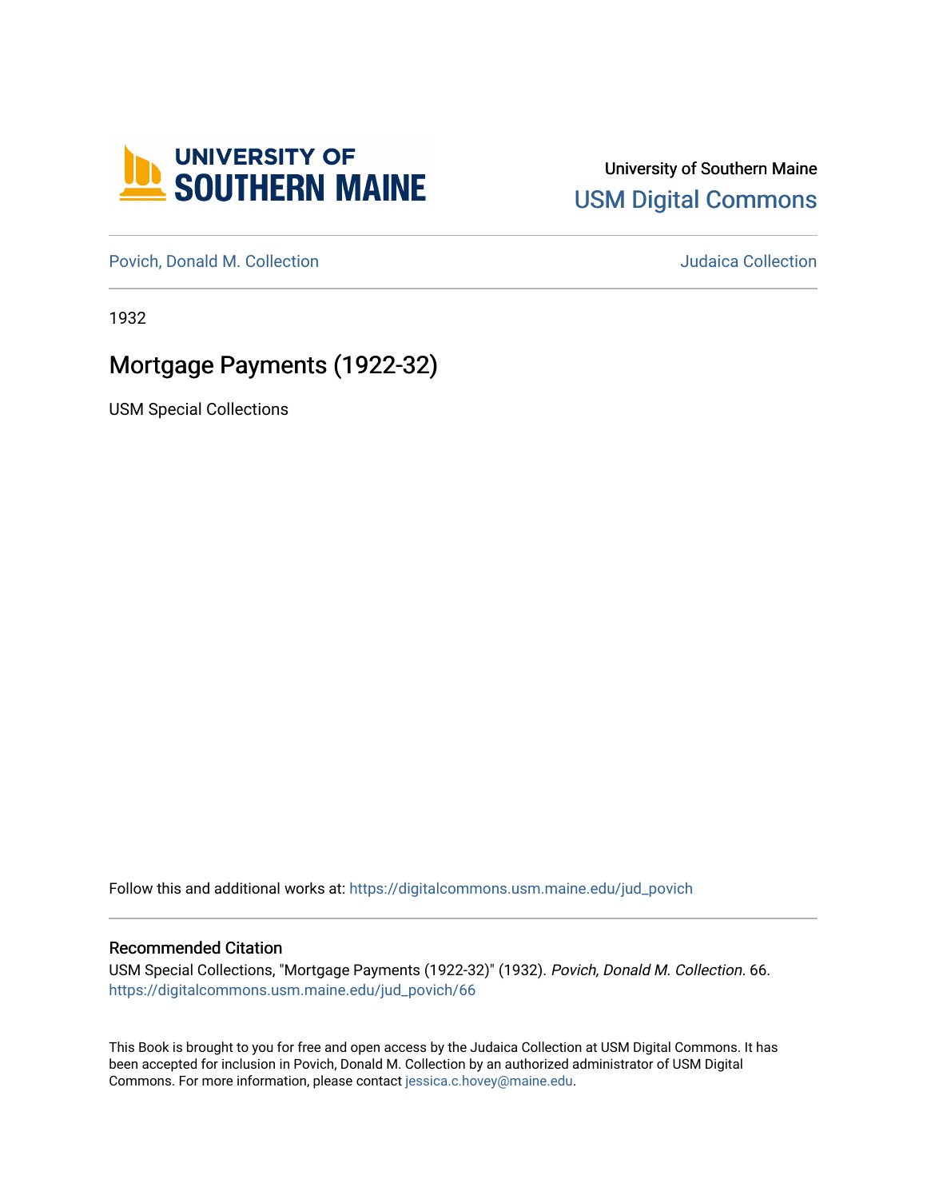University of Southern Maine
USM Digital Commons

Povich, Donald M. Collection

Judaica Collection

1932

# Mortgage Payments (1922-32)

USM Special Collections

Follow this and additional works at: https://digitalcommons.usm.maine.edu/jud_povich

## Recommended Citation

USM Special Collections, "Mortgage Payments (1922-32)" (1932). *Povich, Donald M. Collection*. 66.
https://digitalcommons.usm.maine.edu/jud_povich/66

This Book is brought to you for free and open access by the Judaica Collection at USM Digital Commons. It has been accepted for inclusion in Povich, Donald M. Collection by an authorized administrator of USM Digital Commons. For more information, please contact jessica.c.hovey@maine.edu.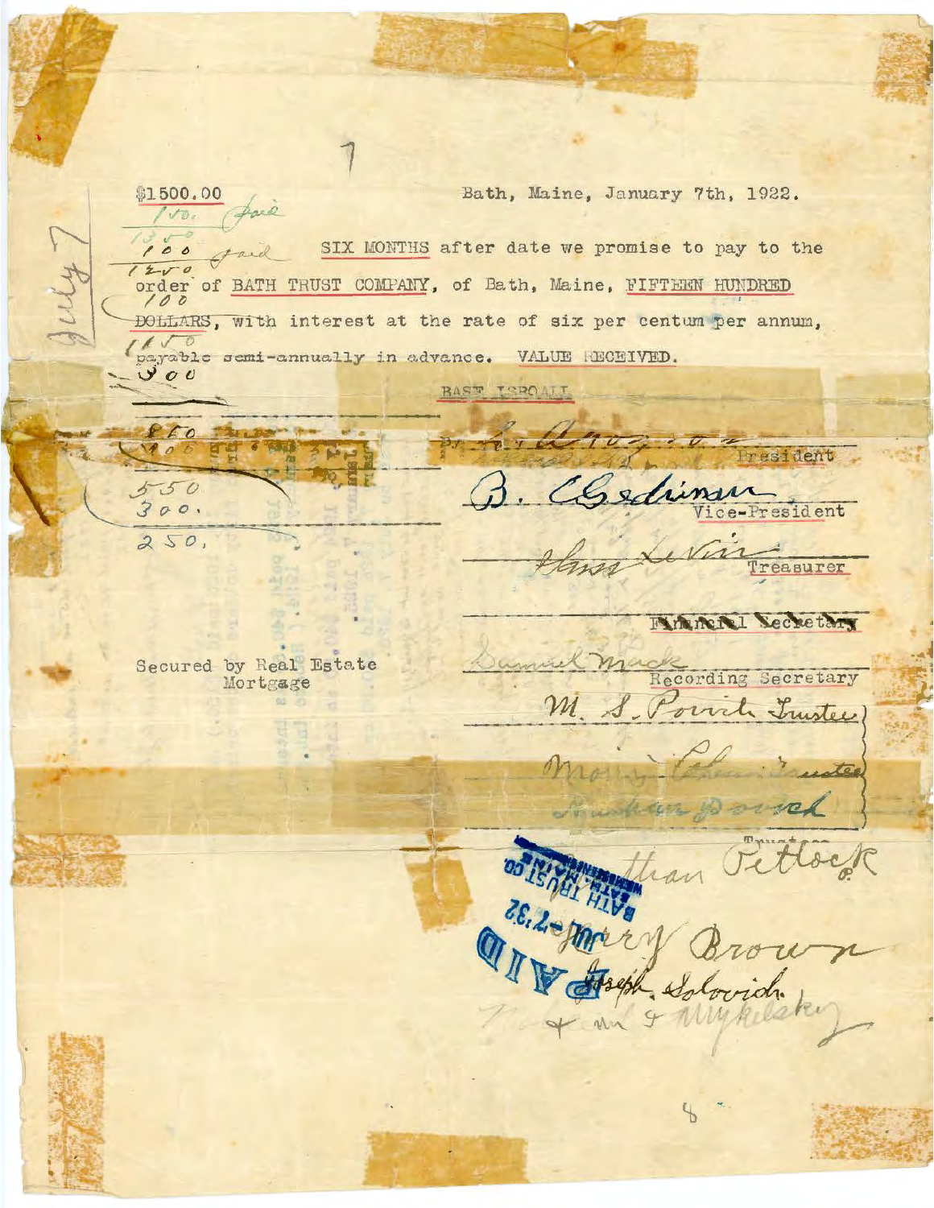$1500.00

Bath, Maine, January 7th, 1922.

SIX MONTHS after date we promise to pay to the order of BATH TRUST COMPANY, of Bath, Maine, FIFTEEN HUNDRED DOLLARS, with interest at the rate of six per centum per annum, payable semi-annually in advance. VALUE RECEIVED.

July 7

100 paid
1350
100 paid
1250
100
1150
300
850
300
550
300.
250.

BAS? ISROALL

By ____ President

B. Gedimen Vice-President

____ Levin Treasurer

____ Financial Secretary

Samuel Mack Recording Secretary

M. S. Povich Trustee

Morris Cohen Trustee

____ Trustees

____ Pollock

Harry Brown

Joseph Solovich

____ Mykelsky

Secured by Real Estate Mortgage

PAID
BATH TRUST CO.
BATH, MAINE
JUL 7 '32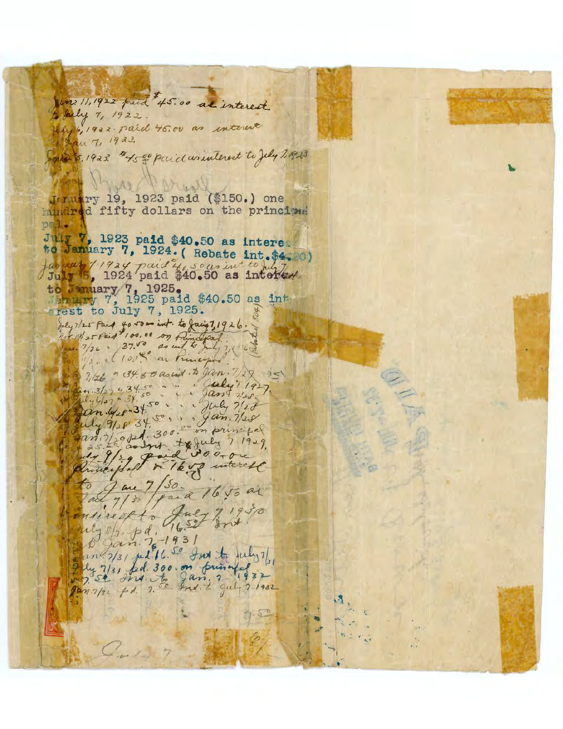Jan. 11, 1922 paid $45.00 as interest to July 7, 1922.

July 6, 1922 paid 45.00 as interest to Jan 7, 1923.

Jan 5, 1923 $45.00 paid as interest to July 7, 1923

January 19, 1923 paid ($150.) one hundred fifty dollars on the principal.

July 7, 1923 paid $40.50 as interest to January 7, 1924. ( Rebate int. $4.20)

January 7, 1924 paid $40.50 as int. to July 7

July 5, 1924 paid $40.50 as interest to January 7, 1925.

January 7, 1925 paid $40.50 as interest to July 7, 1925.

July 7/25 paid 40.50 as int. to Jan 7, 1926.

Oct. 19/25 paid $100.00 on Principal (Rebated 50¢)

Jan. 7/26 " 37.50 as int. to July 7, 1926

Jan. 7/26 " 100.00 on Principal.

July 7/26 " 34.50 as int. to Jan. 7/27

Jan. 3/27 " 34.50 " " " July 7 1927.

July 6/27 " 34.50 " " " Jan 7/28.

Jan. 6/28 - 34.50 " " " July 7/28

July 9/28 34.50 " " " Jan. 7/29

Jan. 7/29 pd. 300.00 on principal

" 25.50 as int. to July 7 1929.

July 9/29 paid 500.00 on principal & 16.50 interest

to Jan 7/30.

Jan 7/30 paid 16.50 as interest to July 7 1930

July 8/30 pd. 16.50 Int.

to Jan. 7-1931

Jan. 7/31 pd. 16.50 Int to July 7/31

July 7/31 pd. 300. on principal

7.50 Int. to Jan. 7 1932

Jan. 7/32 pd. 7.50 Int. to July 7 1932

7.50

July 7